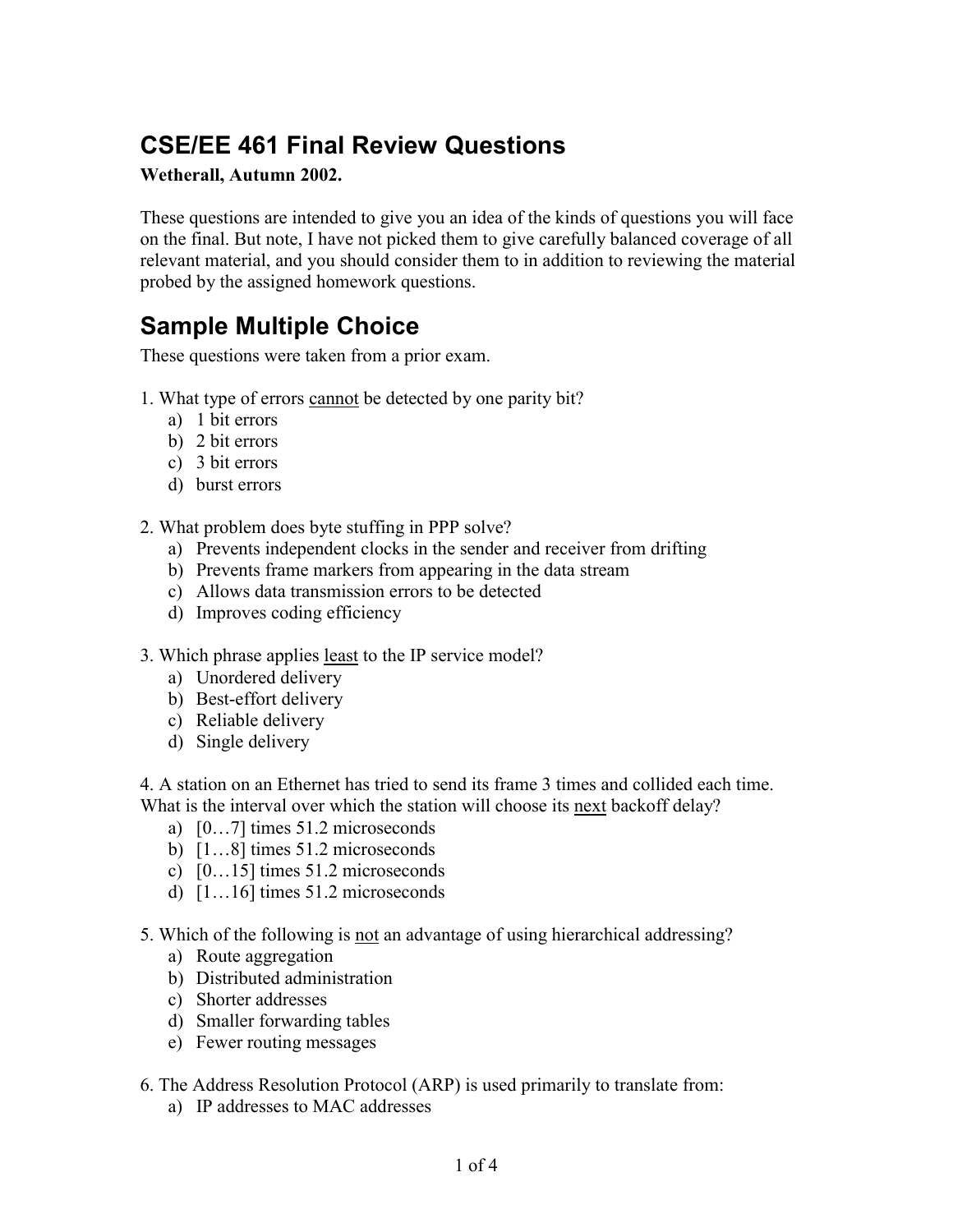# CSE/EE 461 Final Review Questions

**Wetherall, Autumn 2002.**

These questions are intended to give you an idea of the kinds of questions you will face on the final. But note, I have not picked them to give carefully balanced coverage of all relevant material, and you should consider them to in addition to reviewing the material probed by the assigned homework questions.

## Sample Multiple Choice

These questions were taken from a prior exam.

1. What type of errors <u>cannot</u> be detected by one parity bit?
   a) 1 bit errors
   b) 2 bit errors
   c) 3 bit errors
   d) burst errors

2. What problem does byte stuffing in PPP solve?
   a) Prevents independent clocks in the sender and receiver from drifting
   b) Prevents frame markers from appearing in the data stream
   c) Allows data transmission errors to be detected
   d) Improves coding efficiency

3. Which phrase applies <u>least</u> to the IP service model?
   a) Unordered delivery
   b) Best-effort delivery
   c) Reliable delivery
   d) Single delivery

4. A station on an Ethernet has tried to send its frame 3 times and collided each time. What is the interval over which the station will choose its <u>next</u> backoff delay?
   a) [0…7] times 51.2 microseconds
   b) [1…8] times 51.2 microseconds
   c) [0…15] times 51.2 microseconds
   d) [1…16] times 51.2 microseconds

5. Which of the following is <u>not</u> an advantage of using hierarchical addressing?
   a) Route aggregation
   b) Distributed administration
   c) Shorter addresses
   d) Smaller forwarding tables
   e) Fewer routing messages

6. The Address Resolution Protocol (ARP) is used primarily to translate from:
   a) IP addresses to MAC addresses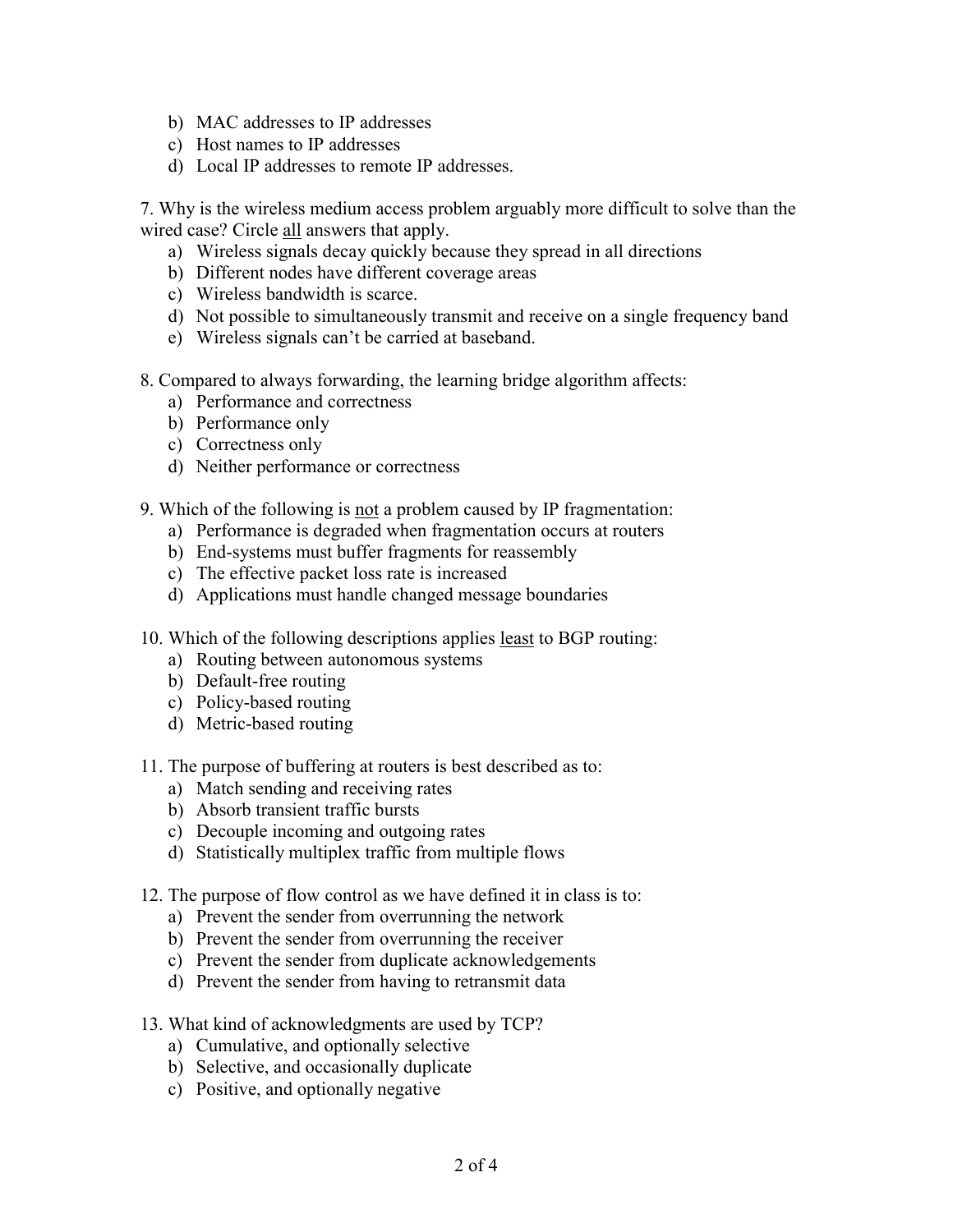b) MAC addresses to IP addresses
c) Host names to IP addresses
d) Local IP addresses to remote IP addresses.

7. Why is the wireless medium access problem arguably more difficult to solve than the wired case? Circle <u>all</u> answers that apply.

a) Wireless signals decay quickly because they spread in all directions
b) Different nodes have different coverage areas
c) Wireless bandwidth is scarce.
d) Not possible to simultaneously transmit and receive on a single frequency band
e) Wireless signals can't be carried at baseband.

8. Compared to always forwarding, the learning bridge algorithm affects:

a) Performance and correctness
b) Performance only
c) Correctness only
d) Neither performance or correctness

9. Which of the following is <u>not</u> a problem caused by IP fragmentation:

a) Performance is degraded when fragmentation occurs at routers
b) End-systems must buffer fragments for reassembly
c) The effective packet loss rate is increased
d) Applications must handle changed message boundaries

10. Which of the following descriptions applies <u>least</u> to BGP routing:

a) Routing between autonomous systems
b) Default-free routing
c) Policy-based routing
d) Metric-based routing

11. The purpose of buffering at routers is best described as to:

a) Match sending and receiving rates
b) Absorb transient traffic bursts
c) Decouple incoming and outgoing rates
d) Statistically multiplex traffic from multiple flows

12. The purpose of flow control as we have defined it in class is to:

a) Prevent the sender from overrunning the network
b) Prevent the sender from overrunning the receiver
c) Prevent the sender from duplicate acknowledgements
d) Prevent the sender from having to retransmit data

13. What kind of acknowledgments are used by TCP?

a) Cumulative, and optionally selective
b) Selective, and occasionally duplicate
c) Positive, and optionally negative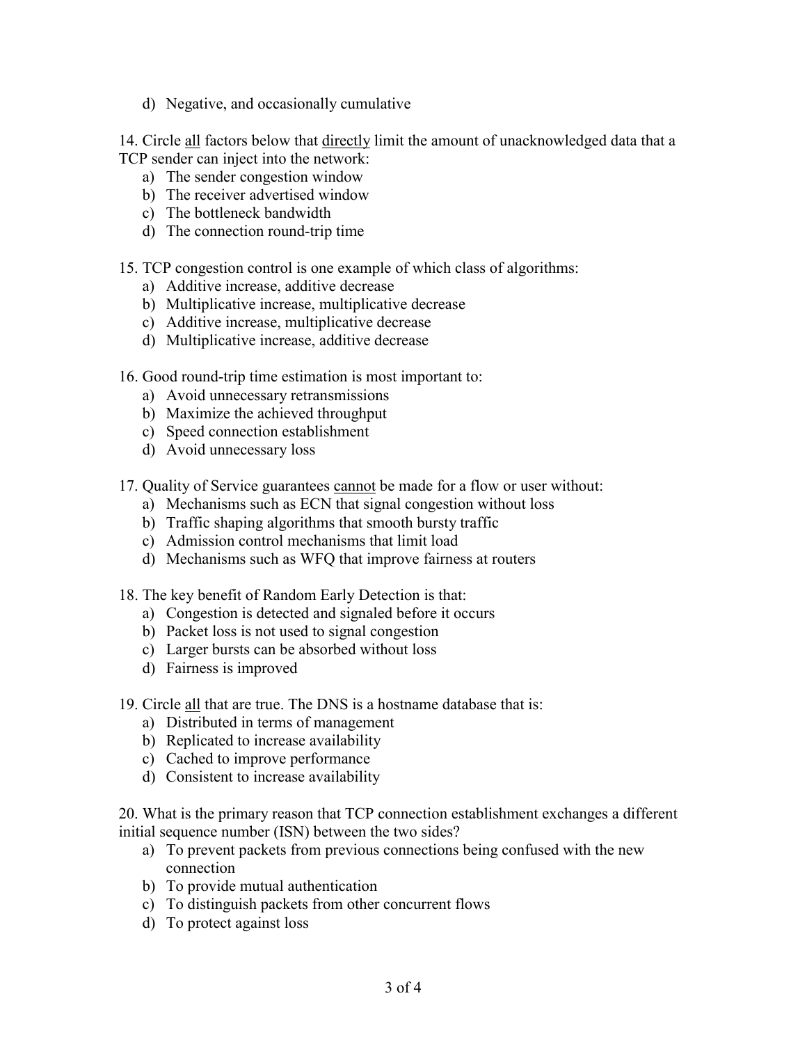d) Negative, and occasionally cumulative

14. Circle <u>all</u> factors below that <u>directly</u> limit the amount of unacknowledged data that a TCP sender can inject into the network:
   a) The sender congestion window
   b) The receiver advertised window
   c) The bottleneck bandwidth
   d) The connection round-trip time

15. TCP congestion control is one example of which class of algorithms:
   a) Additive increase, additive decrease
   b) Multiplicative increase, multiplicative decrease
   c) Additive increase, multiplicative decrease
   d) Multiplicative increase, additive decrease

16. Good round-trip time estimation is most important to:
   a) Avoid unnecessary retransmissions
   b) Maximize the achieved throughput
   c) Speed connection establishment
   d) Avoid unnecessary loss

17. Quality of Service guarantees <u>cannot</u> be made for a flow or user without:
   a) Mechanisms such as ECN that signal congestion without loss
   b) Traffic shaping algorithms that smooth bursty traffic
   c) Admission control mechanisms that limit load
   d) Mechanisms such as WFQ that improve fairness at routers

18. The key benefit of Random Early Detection is that:
   a) Congestion is detected and signaled before it occurs
   b) Packet loss is not used to signal congestion
   c) Larger bursts can be absorbed without loss
   d) Fairness is improved

19. Circle <u>all</u> that are true. The DNS is a hostname database that is:
   a) Distributed in terms of management
   b) Replicated to increase availability
   c) Cached to improve performance
   d) Consistent to increase availability

20. What is the primary reason that TCP connection establishment exchanges a different initial sequence number (ISN) between the two sides?
   a) To prevent packets from previous connections being confused with the new connection
   b) To provide mutual authentication
   c) To distinguish packets from other concurrent flows
   d) To protect against loss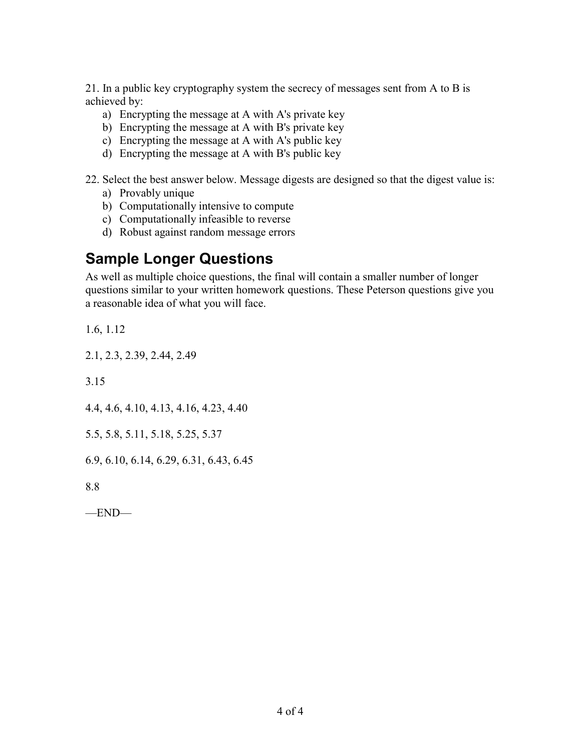21. In a public key cryptography system the secrecy of messages sent from A to B is achieved by:

a) Encrypting the message at A with A's private key
b) Encrypting the message at A with B's private key
c) Encrypting the message at A with A's public key
d) Encrypting the message at A with B's public key

22. Select the best answer below. Message digests are designed so that the digest value is:

a) Provably unique
b) Computationally intensive to compute
c) Computationally infeasible to reverse
d) Robust against random message errors

## Sample Longer Questions

As well as multiple choice questions, the final will contain a smaller number of longer questions similar to your written homework questions. These Peterson questions give you a reasonable idea of what you will face.

1.6, 1.12

2.1, 2.3, 2.39, 2.44, 2.49

3.15

4.4, 4.6, 4.10, 4.13, 4.16, 4.23, 4.40

5.5, 5.8, 5.11, 5.18, 5.25, 5.37

6.9, 6.10, 6.14, 6.29, 6.31, 6.43, 6.45

8.8

—END—